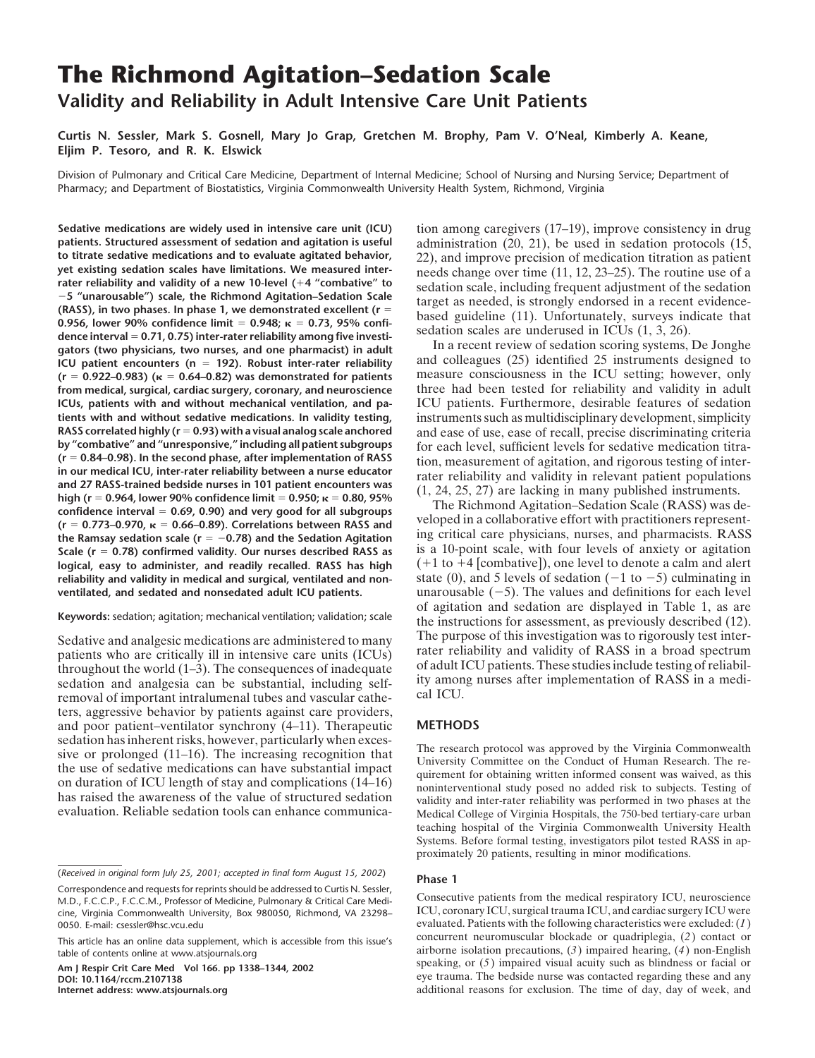# The Richmond Agitation–Sedation Scale

## Validity and Reliability in Adult Intensive Care Unit Patients

**Curtis N. Sessler, Mark S. Gosnell, Mary Jo Grap, Gretchen M. Brophy, Pam V. O'Neal, Kimberly A. Keane, Eljim P. Tesoro, and R. K. Elswick**

Division of Pulmonary and Critical Care Medicine, Department of Internal Medicine; School of Nursing and Nursing Service; Department of Pharmacy; and Department of Biostatistics, Virginia Commonwealth University Health System, Richmond, Virginia

**Sedative medications are widely used in intensive care unit (ICU) patients. Structured assessment of sedation and agitation is useful to titrate sedative medications and to evaluate agitated behavior, yet existing sedation scales have limitations. We measured inter-rater reliability and validity of a new 10-level (+4 "combative" to −5 "unarousable") scale, the Richmond Agitation–Sedation Scale (RASS), in two phases. In phase 1, we demonstrated excellent ($r$ = 0.956, lower 90% confidence limit = 0.948; $\kappa$ = 0.73, 95% confidence interval = 0.71, 0.75) inter-rater reliability among five investigators (two physicians, two nurses, and one pharmacist) in adult ICU patient encounters ($n$ = 192). Robust inter-rater reliability ($r$ = 0.922–0.983) ($\kappa$ = 0.64–0.82) was demonstrated for patients from medical, surgical, cardiac surgery, coronary, and neuroscience ICUs, patients with and without mechanical ventilation, and patients with and without sedative medications. In validity testing, RASS correlated highly ($r$ = 0.93) with a visual analog scale anchored by "combative" and "unresponsive," including all patient subgroups ($r$ = 0.84–0.98). In the second phase, after implementation of RASS in our medical ICU, inter-rater reliability between a nurse educator and 27 RASS-trained bedside nurses in 101 patient encounters was high ($r$ = 0.964, lower 90% confidence limit = 0.950; $\kappa$ = 0.80, 95% confidence interval = 0.69, 0.90) and very good for all subgroups ($r$ = 0.773–0.970, $\kappa$ = 0.66–0.89). Correlations between RASS and the Ramsay sedation scale ($r$ = −0.78) and the Sedation Agitation Scale ($r$ = 0.78) confirmed validity. Our nurses described RASS as logical, easy to administer, and readily recalled. RASS has high reliability and validity in medical and surgical, ventilated and nonventilated, and sedated and nonsedated adult ICU patients.**

**Keywords:** sedation; agitation; mechanical ventilation; validation; scale

Sedative and analgesic medications are administered to many patients who are critically ill in intensive care units (ICUs) throughout the world (1–3). The consequences of inadequate sedation and analgesia can be substantial, including self-removal of important intralumenal tubes and vascular catheters, aggressive behavior by patients against care providers, and poor patient–ventilator synchrony (4–11). Therapeutic sedation has inherent risks, however, particularly when excessive or prolonged (11–16). The increasing recognition that the use of sedative medications can have substantial impact on duration of ICU length of stay and complications (14–16) has raised the awareness of the value of structured sedation evaluation. Reliable sedation tools can enhance communication among caregivers (17–19), improve consistency in drug administration (20, 21), be used in sedation protocols (15, 22), and improve precision of medication titration as patient needs change over time (11, 12, 23–25). The routine use of a sedation scale, including frequent adjustment of the sedation target as needed, is strongly endorsed in a recent evidence-based guideline (11). Unfortunately, surveys indicate that sedation scales are underused in ICUs (1, 3, 26).

In a recent review of sedation scoring systems, De Jonghe and colleagues (25) identified 25 instruments designed to measure consciousness in the ICU setting; however, only three had been tested for reliability and validity in adult ICU patients. Furthermore, desirable features of sedation instruments such as multidisciplinary development, simplicity and ease of use, ease of recall, precise discriminating criteria for each level, sufficient levels for sedative medication titration, measurement of agitation, and rigorous testing of inter-rater reliability and validity in relevant patient populations (1, 24, 25, 27) are lacking in many published instruments.

The Richmond Agitation–Sedation Scale (RASS) was developed in a collaborative effort with practitioners representing critical care physicians, nurses, and pharmacists. RASS is a 10-point scale, with four levels of anxiety or agitation (+1 to +4 [combative]), one level to denote a calm and alert state (0), and 5 levels of sedation (−1 to −5) culminating in unarousable (−5). The values and definitions for each level of agitation and sedation are displayed in Table 1, as are the instructions for assessment, as previously described (12). The purpose of this investigation was to rigorously test inter-rater reliability and validity of RASS in a broad spectrum of adult ICU patients. These studies include testing of reliability among nurses after implementation of RASS in a medical ICU.

## METHODS

The research protocol was approved by the Virginia Commonwealth University Committee on the Conduct of Human Research. The requirement for obtaining written informed consent was waived, as this noninterventional study posed no added risk to subjects. Testing of validity and inter-rater reliability was performed in two phases at the Medical College of Virginia Hospitals, the 750-bed tertiary-care urban teaching hospital of the Virginia Commonwealth University Health Systems. Before formal testing, investigators pilot tested RASS in approximately 20 patients, resulting in minor modifications.

### Phase 1

Consecutive patients from the medical respiratory ICU, neuroscience ICU, coronary ICU, surgical trauma ICU, and cardiac surgery ICU were evaluated. Patients with the following characteristics were excluded: (*1*) concurrent neuromuscular blockade or quadriplegia, (*2*) contact or airborne isolation precautions, (*3*) impaired hearing, (*4*) non-English speaking, or (*5*) impaired visual acuity such as blindness or facial or eye trauma. The bedside nurse was contacted regarding these and any additional reasons for exclusion. The time of day, day of week, and

(*Received in original form July 25, 2001; accepted in final form August 15, 2002*)

Correspondence and requests for reprints should be addressed to Curtis N. Sessler, M.D., F.C.C.P., F.C.C.M., Professor of Medicine, Pulmonary & Critical Care Medicine, Virginia Commonwealth University, Box 980050, Richmond, VA 23298–0050. E-mail: csessler@hsc.vcu.edu

This article has an online data supplement, which is accessible from this issue's table of contents online at www.atsjournals.org

Am J Respir Crit Care Med Vol 166. pp 1338–1344, 2002
DOI: 10.1164/rccm.2107138
Internet address: www.atsjournals.org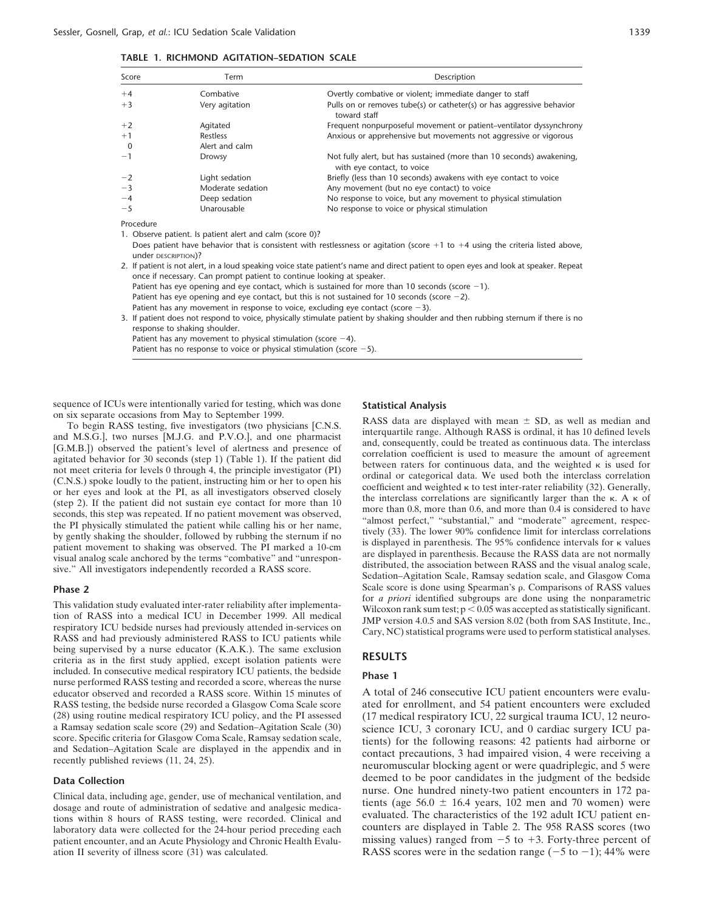**TABLE 1. RICHMOND AGITATION–SEDATION SCALE**

| Score | Term | Description |
|---|---|---|
| +4 | Combative | Overtly combative or violent; immediate danger to staff |
| +3 | Very agitation | Pulls on or removes tube(s) or catheter(s) or has aggressive behavior toward staff |
| +2 | Agitated | Frequent nonpurposeful movement or patient–ventilator dyssynchrony |
| +1 | Restless | Anxious or apprehensive but movements not aggressive or vigorous |
| 0 | Alert and calm | |
| −1 | Drowsy | Not fully alert, but has sustained (more than 10 seconds) awakening, with eye contact, to voice |
| −2 | Light sedation | Briefly (less than 10 seconds) awakens with eye contact to voice |
| −3 | Moderate sedation | Any movement (but no eye contact) to voice |
| −4 | Deep sedation | No response to voice, but any movement to physical stimulation |
| −5 | Unarousable | No response to voice or physical stimulation |

Procedure

1. Observe patient. Is patient alert and calm (score 0)?
   Does patient have behavior that is consistent with restlessness or agitation (score +1 to +4 using the criteria listed above, under DESCRIPTION)?
2. If patient is not alert, in a loud speaking voice state patient's name and direct patient to open eyes and look at speaker. Repeat once if necessary. Can prompt patient to continue looking at speaker.
   Patient has eye opening and eye contact, which is sustained for more than 10 seconds (score −1).
   Patient has eye opening and eye contact, but this is not sustained for 10 seconds (score −2).
   Patient has any movement in response to voice, excluding eye contact (score −3).
3. If patient does not respond to voice, physically stimulate patient by shaking shoulder and then rubbing sternum if there is no response to shaking shoulder.
   Patient has any movement to physical stimulation (score −4).
   Patient has no response to voice or physical stimulation (score −5).

sequence of ICUs were intentionally varied for testing, which was done on six separate occasions from May to September 1999.

To begin RASS testing, five investigators (two physicians [C.N.S. and M.S.G.], two nurses [M.J.G. and P.V.O.], and one pharmacist [G.M.B.]) observed the patient's level of alertness and presence of agitated behavior for 30 seconds (step 1) (Table 1). If the patient did not meet criteria for levels 0 through 4, the principle investigator (PI) (C.N.S.) spoke loudly to the patient, instructing him or her to open his or her eyes and look at the PI, as all investigators observed closely (step 2). If the patient did not sustain eye contact for more than 10 seconds, this step was repeated. If no patient movement was observed, the PI physically stimulated the patient while calling his or her name, by gently shaking the shoulder, followed by rubbing the sternum if no patient movement to shaking was observed. The PI marked a 10-cm visual analog scale anchored by the terms "combative" and "unresponsive." All investigators independently recorded a RASS score.

### Phase 2

This validation study evaluated inter-rater reliability after implementation of RASS into a medical ICU in December 1999. All medical respiratory ICU bedside nurses had previously attended in-services on RASS and had previously administered RASS to ICU patients while being supervised by a nurse educator (K.A.K.). The same exclusion criteria as in the first study applied, except isolation patients were included. In consecutive medical respiratory ICU patients, the bedside nurse performed RASS testing and recorded a score, whereas the nurse educator observed and recorded a RASS score. Within 15 minutes of RASS testing, the bedside nurse recorded a Glasgow Coma Scale score (28) using routine medical respiratory ICU policy, and the PI assessed a Ramsay sedation scale score (29) and Sedation–Agitation Scale (30) score. Specific criteria for Glasgow Coma Scale, Ramsay sedation scale, and Sedation–Agitation Scale are displayed in the appendix and in recently published reviews (11, 24, 25).

### Data Collection

Clinical data, including age, gender, use of mechanical ventilation, and dosage and route of administration of sedative and analgesic medications within 8 hours of RASS testing, were recorded. Clinical and laboratory data were collected for the 24-hour period preceding each patient encounter, and an Acute Physiology and Chronic Health Evaluation II severity of illness score (31) was calculated.

### Statistical Analysis

RASS data are displayed with mean ± SD, as well as median and interquartile range. Although RASS is ordinal, it has 10 defined levels and, consequently, could be treated as continuous data. The interclass correlation coefficient is used to measure the amount of agreement between raters for continuous data, and the weighted κ is used for ordinal or categorical data. We used both the interclass correlation coefficient and weighted κ to test inter-rater reliability (32). Generally, the interclass correlations are significantly larger than the κ. A κ of more than 0.8, more than 0.6, and more than 0.4 is considered to have "almost perfect," "substantial," and "moderate" agreement, respectively (33). The lower 90% confidence limit for interclass correlations is displayed in parenthesis. The 95% confidence intervals for κ values are displayed in parenthesis. Because the RASS data are not normally distributed, the association between RASS and the visual analog scale, Sedation–Agitation Scale, Ramsay sedation scale, and Glasgow Coma Scale score is done using Spearman's ρ. Comparisons of RASS values for *a priori* identified subgroups are done using the nonparametric Wilcoxon rank sum test; $p < 0.05$ was accepted as statistically significant. JMP version 4.0.5 and SAS version 8.02 (both from SAS Institute, Inc., Cary, NC) statistical programs were used to perform statistical analyses.

## RESULTS

### Phase 1

A total of 246 consecutive ICU patient encounters were evaluated for enrollment, and 54 patient encounters were excluded (17 medical respiratory ICU, 22 surgical trauma ICU, 12 neuroscience ICU, 3 coronary ICU, and 0 cardiac surgery ICU patients) for the following reasons: 42 patients had airborne or contact precautions, 3 had impaired vision, 4 were receiving a neuromuscular blocking agent or were quadriplegic, and 5 were deemed to be poor candidates in the judgment of the bedside nurse. One hundred ninety-two patient encounters in 172 patients (age 56.0 ± 16.4 years, 102 men and 70 women) were evaluated. The characteristics of the 192 adult ICU patient encounters are displayed in Table 2. The 958 RASS scores (two missing values) ranged from −5 to +3. Forty-three percent of RASS scores were in the sedation range (−5 to −1); 44% were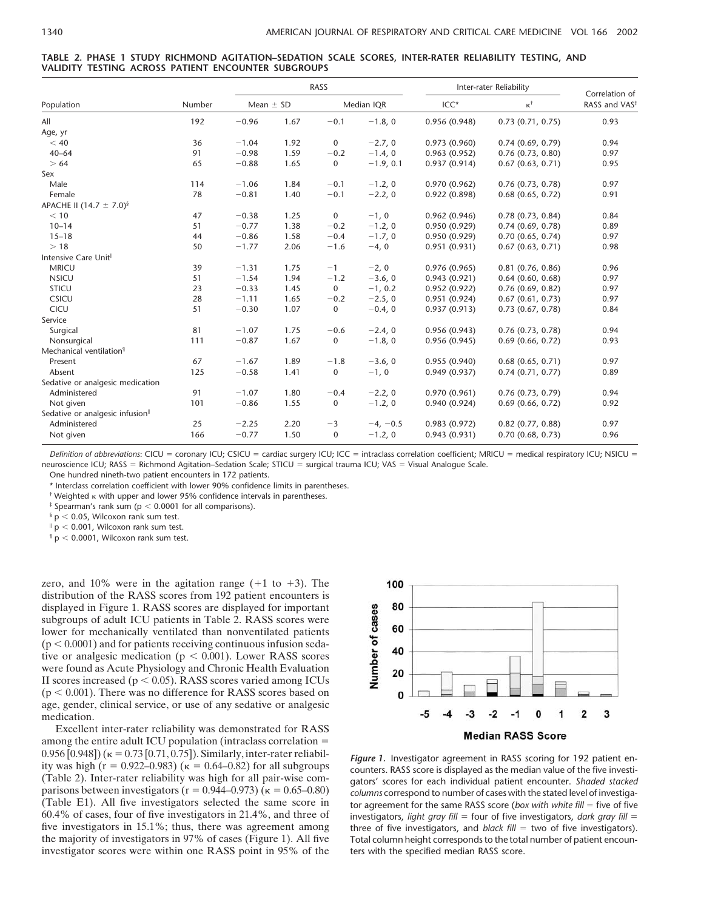**TABLE 2. PHASE 1 STUDY RICHMOND AGITATION–SEDATION SCALE SCORES, INTER-RATER RELIABILITY TESTING, AND VALIDITY TESTING ACROSS PATIENT ENCOUNTER SUBGROUPS**

| Population | Number | RASS | | | | Inter-rater Reliability | | Correlation of RASS and VAS[‡] |
|---|---|---|---|---|---|---|---|---|
| | | Mean ± SD | | Median IQR | | ICC* | κ[†] | |
| All | 192 | −0.96 | 1.67 | −0.1 | −1.8, 0 | 0.956 (0.948) | 0.73 (0.71, 0.75) | 0.93 |
| Age, yr | | | | | | | | |
| < 40 | 36 | −1.04 | 1.92 | 0 | −2.7, 0 | 0.973 (0.960) | 0.74 (0.69, 0.79) | 0.94 |
| 40–64 | 91 | −0.98 | 1.59 | −0.2 | −1.4, 0 | 0.963 (0.952) | 0.76 (0.73, 0.80) | 0.97 |
| > 64 | 65 | −0.88 | 1.65 | 0 | −1.9, 0.1 | 0.937 (0.914) | 0.67 (0.63, 0.71) | 0.95 |
| Sex | | | | | | | | |
| Male | 114 | −1.06 | 1.84 | −0.1 | −1.2, 0 | 0.970 (0.962) | 0.76 (0.73, 0.78) | 0.97 |
| Female | 78 | −0.81 | 1.40 | −0.1 | −2.2, 0 | 0.922 (0.898) | 0.68 (0.65, 0.72) | 0.91 |
| APACHE II (14.7 ± 7.0)[§] | | | | | | | | |
| < 10 | 47 | −0.38 | 1.25 | 0 | −1, 0 | 0.962 (0.946) | 0.78 (0.73, 0.84) | 0.84 |
| 10–14 | 51 | −0.77 | 1.38 | −0.2 | −1.2, 0 | 0.950 (0.929) | 0.74 (0.69, 0.78) | 0.89 |
| 15–18 | 44 | −0.86 | 1.58 | −0.4 | −1.7, 0 | 0.950 (0.929) | 0.70 (0.65, 0.74) | 0.97 |
| > 18 | 50 | −1.77 | 2.06 | −1.6 | −4, 0 | 0.951 (0.931) | 0.67 (0.63, 0.71) | 0.98 |
| Intensive Care Unit[‖] | | | | | | | | |
| MRICU | 39 | −1.31 | 1.75 | −1 | −2, 0 | 0.976 (0.965) | 0.81 (0.76, 0.86) | 0.96 |
| NSICU | 51 | −1.54 | 1.94 | −1.2 | −3.6, 0 | 0.943 (0.921) | 0.64 (0.60, 0.68) | 0.97 |
| STICU | 23 | −0.33 | 1.45 | 0 | −1, 0.2 | 0.952 (0.922) | 0.76 (0.69, 0.82) | 0.97 |
| CSICU | 28 | −1.11 | 1.65 | −0.2 | −2.5, 0 | 0.951 (0.924) | 0.67 (0.61, 0.73) | 0.97 |
| CICU | 51 | −0.30 | 1.07 | 0 | −0.4, 0 | 0.937 (0.913) | 0.73 (0.67, 0.78) | 0.84 |
| Service | | | | | | | | |
| Surgical | 81 | −1.07 | 1.75 | −0.6 | −2.4, 0 | 0.956 (0.943) | 0.76 (0.73, 0.78) | 0.94 |
| Nonsurgical | 111 | −0.87 | 1.67 | 0 | −1.8, 0 | 0.956 (0.945) | 0.69 (0.66, 0.72) | 0.93 |
| Mechanical ventilation[¶] | | | | | | | | |
| Present | 67 | −1.67 | 1.89 | −1.8 | −3.6, 0 | 0.955 (0.940) | 0.68 (0.65, 0.71) | 0.97 |
| Absent | 125 | −0.58 | 1.41 | 0 | −1, 0 | 0.949 (0.937) | 0.74 (0.71, 0.77) | 0.89 |
| Sedative or analgesic medication | | | | | | | | |
| Administered | 91 | −1.07 | 1.80 | −0.4 | −2.2, 0 | 0.970 (0.961) | 0.76 (0.73, 0.79) | 0.94 |
| Not given | 101 | −0.86 | 1.55 | 0 | −1.2, 0 | 0.940 (0.924) | 0.69 (0.66, 0.72) | 0.92 |
| Sedative or analgesic infusion[‖] | | | | | | | | |
| Administered | 25 | −2.25 | 2.20 | −3 | −4, −0.5 | 0.983 (0.972) | 0.82 (0.77, 0.88) | 0.97 |
| Not given | 166 | −0.77 | 1.50 | 0 | −1.2, 0 | 0.943 (0.931) | 0.70 (0.68, 0.73) | 0.96 |

*Definition of abbreviations*: CICU = coronary ICU; CSICU = cardiac surgery ICU; ICC = intraclass correlation coefficient; MRICU = medical respiratory ICU; NSICU = neuroscience ICU; RASS = Richmond Agitation–Sedation Scale; STICU = surgical trauma ICU; VAS = Visual Analogue Scale.

One hundred nineth-two patient encounters in 172 patients.

\* Interclass correlation coefficient with lower 90% confidence limits in parentheses.

[†] Weighted κ with upper and lower 95% confidence intervals in parentheses.

[‡] Spearman's rank sum ($p < 0.0001$ for all comparisons).

[§] $p < 0.05$, Wilcoxon rank sum test.

[‖] $p < 0.001$, Wilcoxon rank sum test.

[¶] $p < 0.0001$, Wilcoxon rank sum test.

zero, and 10% were in the agitation range (+1 to +3). The distribution of the RASS scores from 192 patient encounters is displayed in Figure 1. RASS scores are displayed for important subgroups of adult ICU patients in Table 2. RASS scores were lower for mechanically ventilated than nonventilated patients ($p < 0.0001$) and for patients receiving continuous infusion sedative or analgesic medication ($p < 0.001$). Lower RASS scores were found as Acute Physiology and Chronic Health Evaluation II scores increased ($p < 0.05$). RASS scores varied among ICUs ($p < 0.001$). There was no difference for RASS scores based on age, gender, clinical service, or use of any sedative or analgesic medication.

Excellent inter-rater reliability was demonstrated for RASS among the entire adult ICU population (intraclass correlation = 0.956 [0.948]) (κ = 0.73 [0.71, 0.75]). Similarly, inter-rater reliability was high (r = 0.922–0.983) (κ = 0.64–0.82) for all subgroups (Table 2). Inter-rater reliability was high for all pair-wise comparisons between investigators (r = 0.944–0.973) (κ = 0.65–0.80) (Table E1). All five investigators selected the same score in 60.4% of cases, four of five investigators in 21.4%, and three of five investigators in 15.1%; thus, there was agreement among the majority of investigators in 97% of cases (Figure 1). All five investigator scores were within one RASS point in 95% of the

***Figure 1.*** Investigator agreement in RASS scoring for 192 patient encounters. RASS score is displayed as the median value of the five investigators' scores for each individual patient encounter. *Shaded stacked columns* correspond to number of cases with the stated level of investigator agreement for the same RASS score (*box with white fill* = five of five investigators, *light gray fill* = four of five investigators, *dark gray fill* = three of five investigators, and *black fill* = two of five investigators). Total column height corresponds to the total number of patient encounters with the specified median RASS score.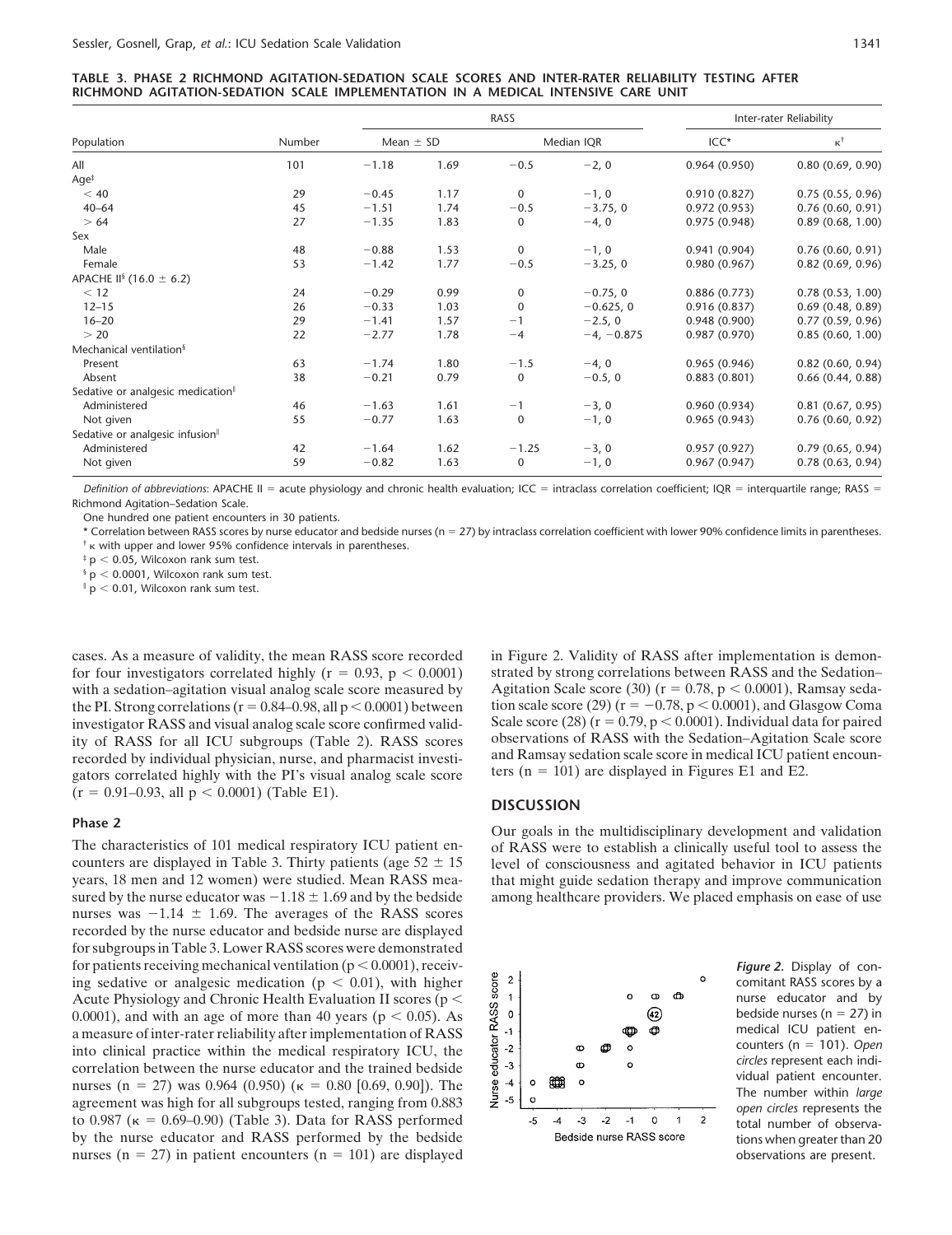**TABLE 3. PHASE 2 RICHMOND AGITATION-SEDATION SCALE SCORES AND INTER-RATER RELIABILITY TESTING AFTER RICHMOND AGITATION-SEDATION SCALE IMPLEMENTATION IN A MEDICAL INTENSIVE CARE UNIT**

| Population | Number | RASS | | | | Inter-rater Reliability | |
|---|---|---|---|---|---|---|---|
| | | Mean ± SD | | Median IQR | | ICC* | κ[†] |
| All | 101 | −1.18 | 1.69 | −0.5 | −2, 0 | 0.964 (0.950) | 0.80 (0.69, 0.90) |
| Age[‡] | | | | | | | |
| < 40 | 29 | −0.45 | 1.17 | 0 | −1, 0 | 0.910 (0.827) | 0.75 (0.55, 0.96) |
| 40–64 | 45 | −1.51 | 1.74 | −0.5 | −3.75, 0 | 0.972 (0.953) | 0.76 (0.60, 0.91) |
| > 64 | 27 | −1.35 | 1.83 | 0 | −4, 0 | 0.975 (0.948) | 0.89 (0.68, 1.00) |
| Sex | | | | | | | |
| Male | 48 | −0.88 | 1.53 | 0 | −1, 0 | 0.941 (0.904) | 0.76 (0.60, 0.91) |
| Female | 53 | −1.42 | 1.77 | −0.5 | −3.25, 0 | 0.980 (0.967) | 0.82 (0.69, 0.96) |
| APACHE II[§] (16.0 ± 6.2) | | | | | | | |
| < 12 | 24 | −0.29 | 0.99 | 0 | −0.75, 0 | 0.886 (0.773) | 0.78 (0.53, 1.00) |
| 12–15 | 26 | −0.33 | 1.03 | 0 | −0.625, 0 | 0.916 (0.837) | 0.69 (0.48, 0.89) |
| 16–20 | 29 | −1.41 | 1.57 | −1 | −2.5, 0 | 0.948 (0.900) | 0.77 (0.59, 0.96) |
| > 20 | 22 | −2.77 | 1.78 | −4 | −4, −0.875 | 0.987 (0.970) | 0.85 (0.60, 1.00) |
| Mechanical ventilation[§] | | | | | | | |
| Present | 63 | −1.74 | 1.80 | −1.5 | −4, 0 | 0.965 (0.946) | 0.82 (0.60, 0.94) |
| Absent | 38 | −0.21 | 0.79 | 0 | −0.5, 0 | 0.883 (0.801) | 0.66 (0.44, 0.88) |
| Sedative or analgesic medication[‖] | | | | | | | |
| Administered | 46 | −1.63 | 1.61 | −1 | −3, 0 | 0.960 (0.934) | 0.81 (0.67, 0.95) |
| Not given | 55 | −0.77 | 1.63 | 0 | −1, 0 | 0.965 (0.943) | 0.76 (0.60, 0.92) |
| Sedative or analgesic infusion[‖] | | | | | | | |
| Administered | 42 | −1.64 | 1.62 | −1.25 | −3, 0 | 0.957 (0.927) | 0.79 (0.65, 0.94) |
| Not given | 59 | −0.82 | 1.63 | 0 | −1, 0 | 0.967 (0.947) | 0.78 (0.63, 0.94) |

*Definition of abbreviations*: APACHE II = acute physiology and chronic health evaluation; ICC = intraclass correlation coefficient; IQR = interquartile range; RASS = Richmond Agitation–Sedation Scale.

One hundred one patient encounters in 30 patients.

\* Correlation between RASS scores by nurse educator and bedside nurses (n = 27) by intraclass correlation coefficient with lower 90% confidence limits in parentheses.

[†] κ with upper and lower 95% confidence intervals in parentheses.

[‡] $p < 0.05$, Wilcoxon rank sum test.

[§] $p < 0.0001$, Wilcoxon rank sum test.

[‖] $p < 0.01$, Wilcoxon rank sum test.

cases. As a measure of validity, the mean RASS score recorded for four investigators correlated highly ($r = 0.93$, $p < 0.0001$) with a sedation–agitation visual analog scale score measured by the PI. Strong correlations ($r = 0.84$–$0.98$, all $p < 0.0001$) between investigator RASS and visual analog scale score confirmed validity of RASS for all ICU subgroups (Table 2). RASS scores recorded by individual physician, nurse, and pharmacist investigators correlated highly with the PI's visual analog scale score ($r = 0.91$–$0.93$, all $p < 0.0001$) (Table E1).

### Phase 2

The characteristics of 101 medical respiratory ICU patient encounters are displayed in Table 3. Thirty patients (age 52 ± 15 years, 18 men and 12 women) were studied. Mean RASS measured by the nurse educator was −1.18 ± 1.69 and by the bedside nurses was −1.14 ± 1.69. The averages of the RASS scores recorded by the nurse educator and bedside nurse are displayed for subgroups in Table 3. Lower RASS scores were demonstrated for patients receiving mechanical ventilation ($p < 0.0001$), receiving sedative or analgesic medication ($p < 0.01$), with higher Acute Physiology and Chronic Health Evaluation II scores ($p < 0.0001$), and with an age of more than 40 years ($p < 0.05$). As a measure of inter-rater reliability after implementation of RASS into clinical practice within the medical respiratory ICU, the correlation between the nurse educator and the trained bedside nurses (n = 27) was 0.964 (0.950) (κ = 0.80 [0.69, 0.90]). The agreement was high for all subgroups tested, ranging from 0.883 to 0.987 (κ = 0.69–0.90) (Table 3). Data for RASS performed by the nurse educator and RASS performed by the bedside nurses (n = 27) in patient encounters (n = 101) are displayed in Figure 2. Validity of RASS after implementation is demonstrated by strong correlations between RASS and the Sedation–Agitation Scale score (30) ($r = 0.78$, $p < 0.0001$), Ramsay sedation scale score (29) ($r = -0.78$, $p < 0.0001$), and Glasgow Coma Scale score (28) ($r = 0.79$, $p < 0.0001$). Individual data for paired observations of RASS with the Sedation–Agitation Scale score and Ramsay sedation scale score in medical ICU patient encounters (n = 101) are displayed in Figures E1 and E2.

## DISCUSSION

Our goals in the multidisciplinary development and validation of RASS were to establish a clinically useful tool to assess the level of consciousness and agitated behavior in ICU patients that might guide sedation therapy and improve communication among healthcare providers. We placed emphasis on ease of use

***Figure 2.*** Display of concomitant RASS scores by a nurse educator and by bedside nurses (n = 27) in medical ICU patient encounters (n = 101). *Open circles* represent each individual patient encounter. The number within *large open circles* represents the total number of observations when greater than 20 observations are present.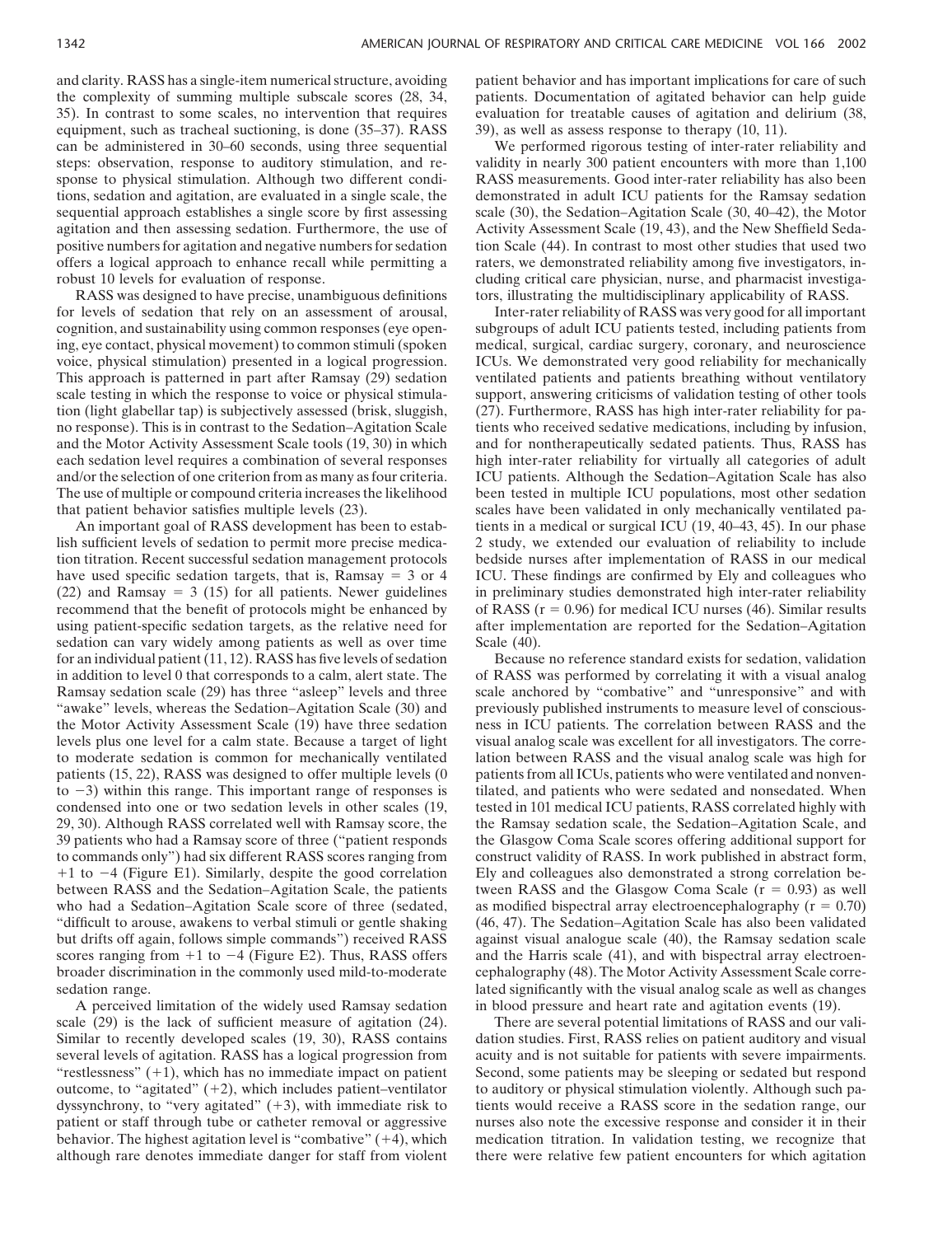and clarity. RASS has a single-item numerical structure, avoiding the complexity of summing multiple subscale scores (28, 34, 35). In contrast to some scales, no intervention that requires equipment, such as tracheal suctioning, is done (35–37). RASS can be administered in 30–60 seconds, using three sequential steps: observation, response to auditory stimulation, and response to physical stimulation. Although two different conditions, sedation and agitation, are evaluated in a single scale, the sequential approach establishes a single score by first assessing agitation and then assessing sedation. Furthermore, the use of positive numbers for agitation and negative numbers for sedation offers a logical approach to enhance recall while permitting a robust 10 levels for evaluation of response.

RASS was designed to have precise, unambiguous definitions for levels of sedation that rely on an assessment of arousal, cognition, and sustainability using common responses (eye opening, eye contact, physical movement) to common stimuli (spoken voice, physical stimulation) presented in a logical progression. This approach is patterned in part after Ramsay (29) sedation scale testing in which the response to voice or physical stimulation (light glabellar tap) is subjectively assessed (brisk, sluggish, no response). This is in contrast to the Sedation–Agitation Scale and the Motor Activity Assessment Scale tools (19, 30) in which each sedation level requires a combination of several responses and/or the selection of one criterion from as many as four criteria. The use of multiple or compound criteria increases the likelihood that patient behavior satisfies multiple levels (23).

An important goal of RASS development has been to establish sufficient levels of sedation to permit more precise medication titration. Recent successful sedation management protocols have used specific sedation targets, that is, Ramsay = 3 or 4 (22) and Ramsay = 3 (15) for all patients. Newer guidelines recommend that the benefit of protocols might be enhanced by using patient-specific sedation targets, as the relative need for sedation can vary widely among patients as well as over time for an individual patient (11, 12). RASS has five levels of sedation in addition to level 0 that corresponds to a calm, alert state. The Ramsay sedation scale (29) has three "asleep" levels and three "awake" levels, whereas the Sedation–Agitation Scale (30) and the Motor Activity Assessment Scale (19) have three sedation levels plus one level for a calm state. Because a target of light to moderate sedation is common for mechanically ventilated patients (15, 22), RASS was designed to offer multiple levels (0 to −3) within this range. This important range of responses is condensed into one or two sedation levels in other scales (19, 29, 30). Although RASS correlated well with Ramsay score, the 39 patients who had a Ramsay score of three ("patient responds to commands only") had six different RASS scores ranging from +1 to −4 (Figure E1). Similarly, despite the good correlation between RASS and the Sedation–Agitation Scale, the patients who had a Sedation–Agitation Scale score of three (sedated, "difficult to arouse, awakens to verbal stimuli or gentle shaking but drifts off again, follows simple commands") received RASS scores ranging from +1 to −4 (Figure E2). Thus, RASS offers broader discrimination in the commonly used mild-to-moderate sedation range.

A perceived limitation of the widely used Ramsay sedation scale (29) is the lack of sufficient measure of agitation (24). Similar to recently developed scales (19, 30), RASS contains several levels of agitation. RASS has a logical progression from "restlessness" (+1), which has no immediate impact on patient outcome, to "agitated" (+2), which includes patient–ventilator dyssynchrony, to "very agitated" (+3), with immediate risk to patient or staff through tube or catheter removal or aggressive behavior. The highest agitation level is "combative" (+4), which although rare denotes immediate danger for staff from violent patient behavior and has important implications for care of such patients. Documentation of agitated behavior can help guide evaluation for treatable causes of agitation and delirium (38, 39), as well as assess response to therapy (10, 11).

We performed rigorous testing of inter-rater reliability and validity in nearly 300 patient encounters with more than 1,100 RASS measurements. Good inter-rater reliability has also been demonstrated in adult ICU patients for the Ramsay sedation scale (30), the Sedation–Agitation Scale (30, 40–42), the Motor Activity Assessment Scale (19, 43), and the New Sheffield Sedation Scale (44). In contrast to most other studies that used two raters, we demonstrated reliability among five investigators, including critical care physician, nurse, and pharmacist investigators, illustrating the multidisciplinary applicability of RASS.

Inter-rater reliability of RASS was very good for all important subgroups of adult ICU patients tested, including patients from medical, surgical, cardiac surgery, coronary, and neuroscience ICUs. We demonstrated very good reliability for mechanically ventilated patients and patients breathing without ventilatory support, answering criticisms of validation testing of other tools (27). Furthermore, RASS has high inter-rater reliability for patients who received sedative medications, including by infusion, and for nontherapeutically sedated patients. Thus, RASS has high inter-rater reliability for virtually all categories of adult ICU patients. Although the Sedation–Agitation Scale has also been tested in multiple ICU populations, most other sedation scales have been validated in only mechanically ventilated patients in a medical or surgical ICU (19, 40–43, 45). In our phase 2 study, we extended our evaluation of reliability to include bedside nurses after implementation of RASS in our medical ICU. These findings are confirmed by Ely and colleagues who in preliminary studies demonstrated high inter-rater reliability of RASS ($r = 0.96$) for medical ICU nurses (46). Similar results after implementation are reported for the Sedation–Agitation Scale (40).

Because no reference standard exists for sedation, validation of RASS was performed by correlating it with a visual analog scale anchored by "combative" and "unresponsive" and with previously published instruments to measure level of consciousness in ICU patients. The correlation between RASS and the visual analog scale was excellent for all investigators. The correlation between RASS and the visual analog scale was high for patients from all ICUs, patients who were ventilated and nonventilated, and patients who were sedated and nonsedated. When tested in 101 medical ICU patients, RASS correlated highly with the Ramsay sedation scale, the Sedation–Agitation Scale, and the Glasgow Coma Scale scores offering additional support for construct validity of RASS. In work published in abstract form, Ely and colleagues also demonstrated a strong correlation between RASS and the Glasgow Coma Scale ($r = 0.93$) as well as modified bispectral array electroencephalography ($r = 0.70$) (46, 47). The Sedation–Agitation Scale has also been validated against visual analogue scale (40), the Ramsay sedation scale and the Harris scale (41), and with bispectral array electroencephalography (48). The Motor Activity Assessment Scale correlated significantly with the visual analog scale as well as changes in blood pressure and heart rate and agitation events (19).

There are several potential limitations of RASS and our validation studies. First, RASS relies on patient auditory and visual acuity and is not suitable for patients with severe impairments. Second, some patients may be sleeping or sedated but respond to auditory or physical stimulation violently. Although such patients would receive a RASS score in the sedation range, our nurses also note the excessive response and consider it in their medication titration. In validation testing, we recognize that there were relative few patient encounters for which agitation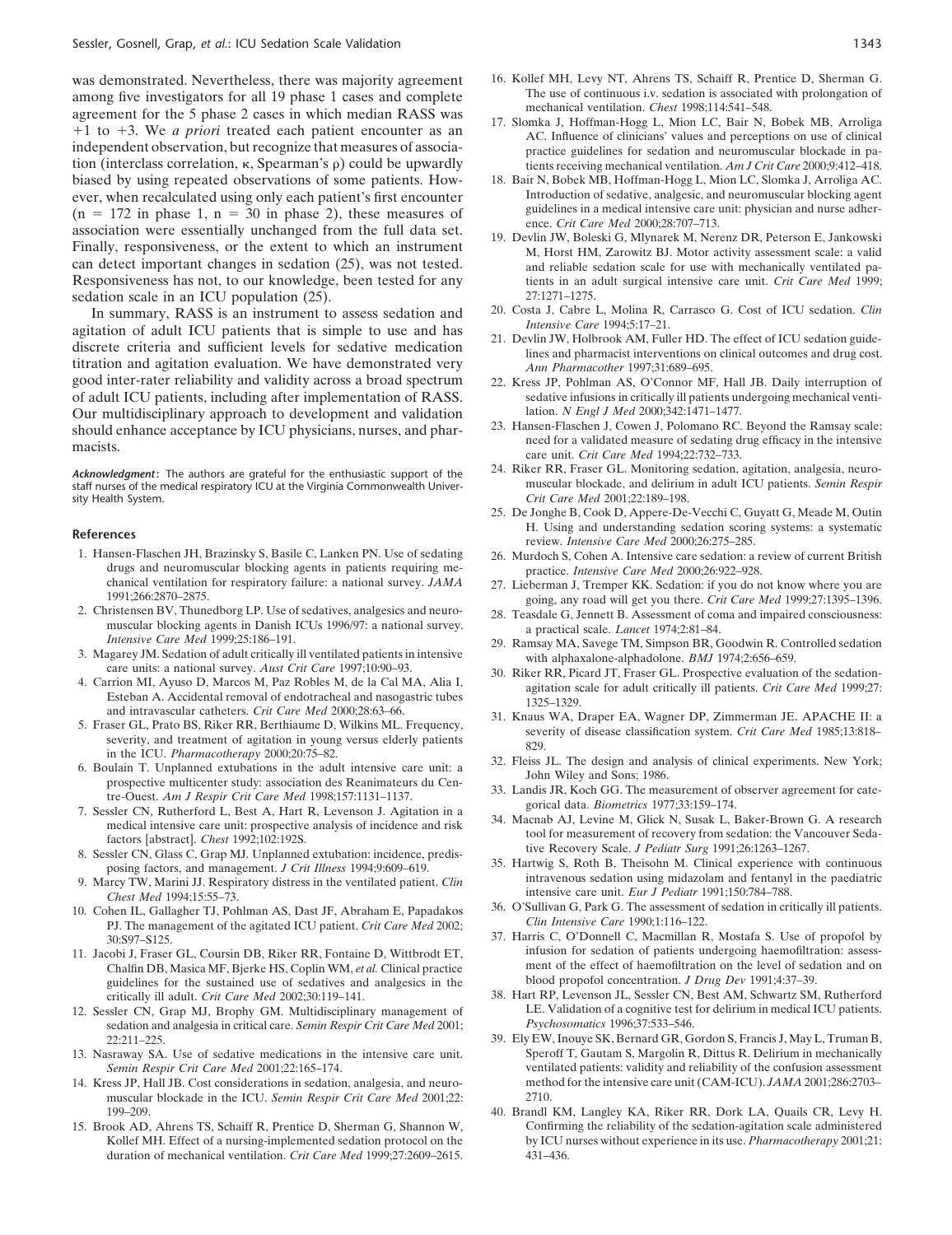was demonstrated. Nevertheless, there was majority agreement among five investigators for all 19 phase 1 cases and complete agreement for the 5 phase 2 cases in which median RASS was +1 to +3. We *a priori* treated each patient encounter as an independent observation, but recognize that measures of association (interclass correlation, κ, Spearman's ρ) could be upwardly biased by using repeated observations of some patients. However, when recalculated using only each patient's first encounter (n = 172 in phase 1, n = 30 in phase 2), these measures of association were essentially unchanged from the full data set. Finally, responsiveness, or the extent to which an instrument can detect important changes in sedation (25), was not tested. Responsiveness has not, to our knowledge, been tested for any sedation scale in an ICU population (25).

In summary, RASS is an instrument to assess sedation and agitation of adult ICU patients that is simple to use and has discrete criteria and sufficient levels for sedative medication titration and agitation evaluation. We have demonstrated very good inter-rater reliability and validity across a broad spectrum of adult ICU patients, including after implementation of RASS. Our multidisciplinary approach to development and validation should enhance acceptance by ICU physicians, nurses, and pharmacists.

***Acknowledgment*:** The authors are grateful for the enthusiastic support of the staff nurses of the medical respiratory ICU at the Virginia Commonwealth University Health System.

## References

1. Hansen-Flaschen JH, Brazinsky S, Basile C, Lanken PN. Use of sedating drugs and neuromuscular blocking agents in patients requiring mechanical ventilation for respiratory failure: a national survey. *JAMA* 1991;266:2870–2875.
2. Christensen BV, Thunedborg LP. Use of sedatives, analgesics and neuromuscular blocking agents in Danish ICUs 1996/97: a national survey. *Intensive Care Med* 1999;25:186–191.
3. Magarey JM. Sedation of adult critically ill ventilated patients in intensive care units: a national survey. *Aust Crit Care* 1997;10:90–93.
4. Carrion MI, Ayuso D, Marcos M, Paz Robles M, de la Cal MA, Alia I, Esteban A. Accidental removal of endotracheal and nasogastric tubes and intravascular catheters. *Crit Care Med* 2000;28:63–66.
5. Fraser GL, Prato BS, Riker RR, Berthiaume D, Wilkins ML. Frequency, severity, and treatment of agitation in young versus elderly patients in the ICU. *Pharmacotherapy* 2000;20:75–82.
6. Boulain T. Unplanned extubations in the adult intensive care unit: a prospective multicenter study: association des Reanimateurs du Centre-Ouest. *Am J Respir Crit Care Med* 1998;157:1131–1137.
7. Sessler CN, Rutherford L, Best A, Hart R, Levenson J. Agitation in a medical intensive care unit: prospective analysis of incidence and risk factors [abstract]. *Chest* 1992;102:192S.
8. Sessler CN, Glass C, Grap MJ. Unplanned extubation: incidence, predisposing factors, and management. *J Crit Illness* 1994;9:609–619.
9. Marcy TW, Marini JJ. Respiratory distress in the ventilated patient. *Clin Chest Med* 1994;15:55–73.
10. Cohen IL, Gallagher TJ, Pohlman AS, Dast JF, Abraham E, Papadakos PJ. The management of the agitated ICU patient. *Crit Care Med* 2002; 30:S97–S125.
11. Jacobi J, Fraser GL, Coursin DB, Riker RR, Fontaine D, Wittbrodt ET, Chalfin DB, Masica MF, Bjerke HS, Coplin WM, *et al.* Clinical practice guidelines for the sustained use of sedatives and analgesics in the critically ill adult. *Crit Care Med* 2002;30:119–141.
12. Sessler CN, Grap MJ, Brophy GM. Multidisciplinary management of sedation and analgesia in critical care. *Semin Respir Crit Care Med* 2001; 22:211–225.
13. Nasraway SA. Use of sedative medications in the intensive care unit. *Semin Respir Crit Care Med* 2001;22:165–174.
14. Kress JP, Hall JB. Cost considerations in sedation, analgesia, and neuromuscular blockade in the ICU. *Semin Respir Crit Care Med* 2001;22: 199–209.
15. Brook AD, Ahrens TS, Schaiff R, Prentice D, Sherman G, Shannon W, Kollef MH. Effect of a nursing-implemented sedation protocol on the duration of mechanical ventilation. *Crit Care Med* 1999;27:2609–2615.
16. Kollef MH, Levy NT, Ahrens TS, Schaiff R, Prentice D, Sherman G. The use of continuous i.v. sedation is associated with prolongation of mechanical ventilation. *Chest* 1998;114:541–548.
17. Slomka J, Hoffman-Hogg L, Mion LC, Bair N, Bobek MB, Arroliga AC. Influence of clinicians' values and perceptions on use of clinical practice guidelines for sedation and neuromuscular blockade in patients receiving mechanical ventilation. *Am J Crit Care* 2000;9:412–418.
18. Bair N, Bobek MB, Hoffman-Hogg L, Mion LC, Slomka J, Arroliga AC. Introduction of sedative, analgesic, and neuromuscular blocking agent guidelines in a medical intensive care unit: physician and nurse adherence. *Crit Care Med* 2000;28:707–713.
19. Devlin JW, Boleski G, Mlynarek M, Nerenz DR, Peterson E, Jankowski M, Horst HM, Zarowitz BJ. Motor activity assessment scale: a valid and reliable sedation scale for use with mechanically ventilated patients in an adult surgical intensive care unit. *Crit Care Med* 1999; 27:1271–1275.
20. Costa J, Cabre L, Molina R, Carrasco G. Cost of ICU sedation. *Clin Intensive Care* 1994;5:17–21.
21. Devlin JW, Holbrook AM, Fuller HD. The effect of ICU sedation guidelines and pharmacist interventions on clinical outcomes and drug cost. *Ann Pharmacother* 1997;31:689–695.
22. Kress JP, Pohlman AS, O'Connor MF, Hall JB. Daily interruption of sedative infusions in critically ill patients undergoing mechanical ventilation. *N Engl J Med* 2000;342:1471–1477.
23. Hansen-Flaschen J, Cowen J, Polomano RC. Beyond the Ramsay scale: need for a validated measure of sedating drug efficacy in the intensive care unit. *Crit Care Med* 1994;22:732–733.
24. Riker RR, Fraser GL. Monitoring sedation, agitation, analgesia, neuromuscular blockade, and delirium in adult ICU patients. *Semin Respir Crit Care Med* 2001;22:189–198.
25. De Jonghe B, Cook D, Appere-De-Vecchi C, Guyatt G, Meade M, Outin H. Using and understanding sedation scoring systems: a systematic review. *Intensive Care Med* 2000;26:275–285.
26. Murdoch S, Cohen A. Intensive care sedation: a review of current British practice. *Intensive Care Med* 2000;26:922–928.
27. Lieberman J, Tremper KK. Sedation: if you do not know where you are going, any road will get you there. *Crit Care Med* 1999;27:1395–1396.
28. Teasdale G, Jennett B. Assessment of coma and impaired consciousness: a practical scale. *Lancet* 1974;2:81–84.
29. Ramsay MA, Savege TM, Simpson BR, Goodwin R. Controlled sedation with alphaxalone-alphadolone. *BMJ* 1974;2:656–659.
30. Riker RR, Picard JT, Fraser GL. Prospective evaluation of the sedation-agitation scale for adult critically ill patients. *Crit Care Med* 1999;27: 1325–1329.
31. Knaus WA, Draper EA, Wagner DP, Zimmerman JE. APACHE II: a severity of disease classification system. *Crit Care Med* 1985;13:818–829.
32. Fleiss JL. The design and analysis of clinical experiments. New York; John Wiley and Sons; 1986.
33. Landis JR, Koch GG. The measurement of observer agreement for categorical data. *Biometrics* 1977;33:159–174.
34. Macnab AJ, Levine M, Glick N, Susak L, Baker-Brown G. A research tool for measurement of recovery from sedation: the Vancouver Sedative Recovery Scale. *J Pediatr Surg* 1991;26:1263–1267.
35. Hartwig S, Roth B, Theisohn M. Clinical experience with continuous intravenous sedation using midazolam and fentanyl in the paediatric intensive care unit. *Eur J Pediatr* 1991;150:784–788.
36. O'Sullivan G, Park G. The assessment of sedation in critically ill patients. *Clin Intensive Care* 1990;1:116–122.
37. Harris C, O'Donnell C, Macmillan R, Mostafa S. Use of propofol by infusion for sedation of patients undergoing haemofiltration: assessment of the effect of haemofiltration on the level of sedation and on blood propofol concentration. *J Drug Dev* 1991;4:37–39.
38. Hart RP, Levenson JL, Sessler CN, Best AM, Schwartz SM, Rutherford LE. Validation of a cognitive test for delirium in medical ICU patients. *Psychosomatics* 1996;37:533–546.
39. Ely EW, Inouye SK, Bernard GR, Gordon S, Francis J, May L, Truman B, Speroff T, Gautam S, Margolin R, Dittus R. Delirium in mechanically ventilated patients: validity and reliability of the confusion assessment method for the intensive care unit (CAM-ICU). *JAMA* 2001;286:2703–2710.
40. Brandl KM, Langley KA, Riker RR, Dork LA, Quails CR, Levy H. Confirming the reliability of the sedation-agitation scale administered by ICU nurses without experience in its use. *Pharmacotherapy* 2001;21: 431–436.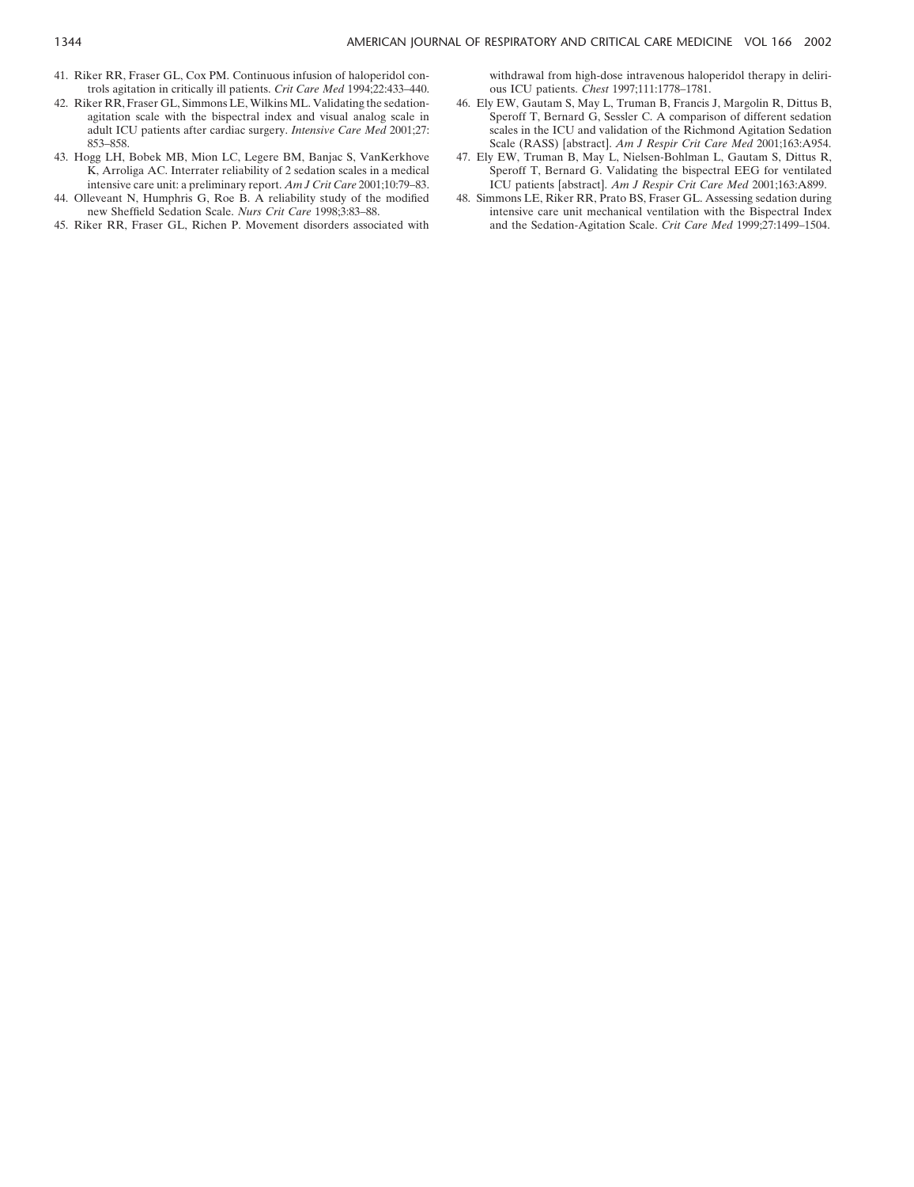41. Riker RR, Fraser GL, Cox PM. Continuous infusion of haloperidol controls agitation in critically ill patients. *Crit Care Med* 1994;22:433–440.
42. Riker RR, Fraser GL, Simmons LE, Wilkins ML. Validating the sedation-agitation scale with the bispectral index and visual analog scale in adult ICU patients after cardiac surgery. *Intensive Care Med* 2001;27:853–858.
43. Hogg LH, Bobek MB, Mion LC, Legere BM, Banjac S, VanKerkhove K, Arroliga AC. Interrater reliability of 2 sedation scales in a medical intensive care unit: a preliminary report. *Am J Crit Care* 2001;10:79–83.
44. Olleveant N, Humphris G, Roe B. A reliability study of the modified new Sheffield Sedation Scale. *Nurs Crit Care* 1998;3:83–88.
45. Riker RR, Fraser GL, Richen P. Movement disorders associated with withdrawal from high-dose intravenous haloperidol therapy in delirious ICU patients. *Chest* 1997;111:1778–1781.
46. Ely EW, Gautam S, May L, Truman B, Francis J, Margolin R, Dittus B, Speroff T, Bernard G, Sessler C. A comparison of different sedation scales in the ICU and validation of the Richmond Agitation Sedation Scale (RASS) [abstract]. *Am J Respir Crit Care Med* 2001;163:A954.
47. Ely EW, Truman B, May L, Nielsen-Bohlman L, Gautam S, Dittus R, Speroff T, Bernard G. Validating the bispectral EEG for ventilated ICU patients [abstract]. *Am J Respir Crit Care Med* 2001;163:A899.
48. Simmons LE, Riker RR, Prato BS, Fraser GL. Assessing sedation during intensive care unit mechanical ventilation with the Bispectral Index and the Sedation-Agitation Scale. *Crit Care Med* 1999;27:1499–1504.